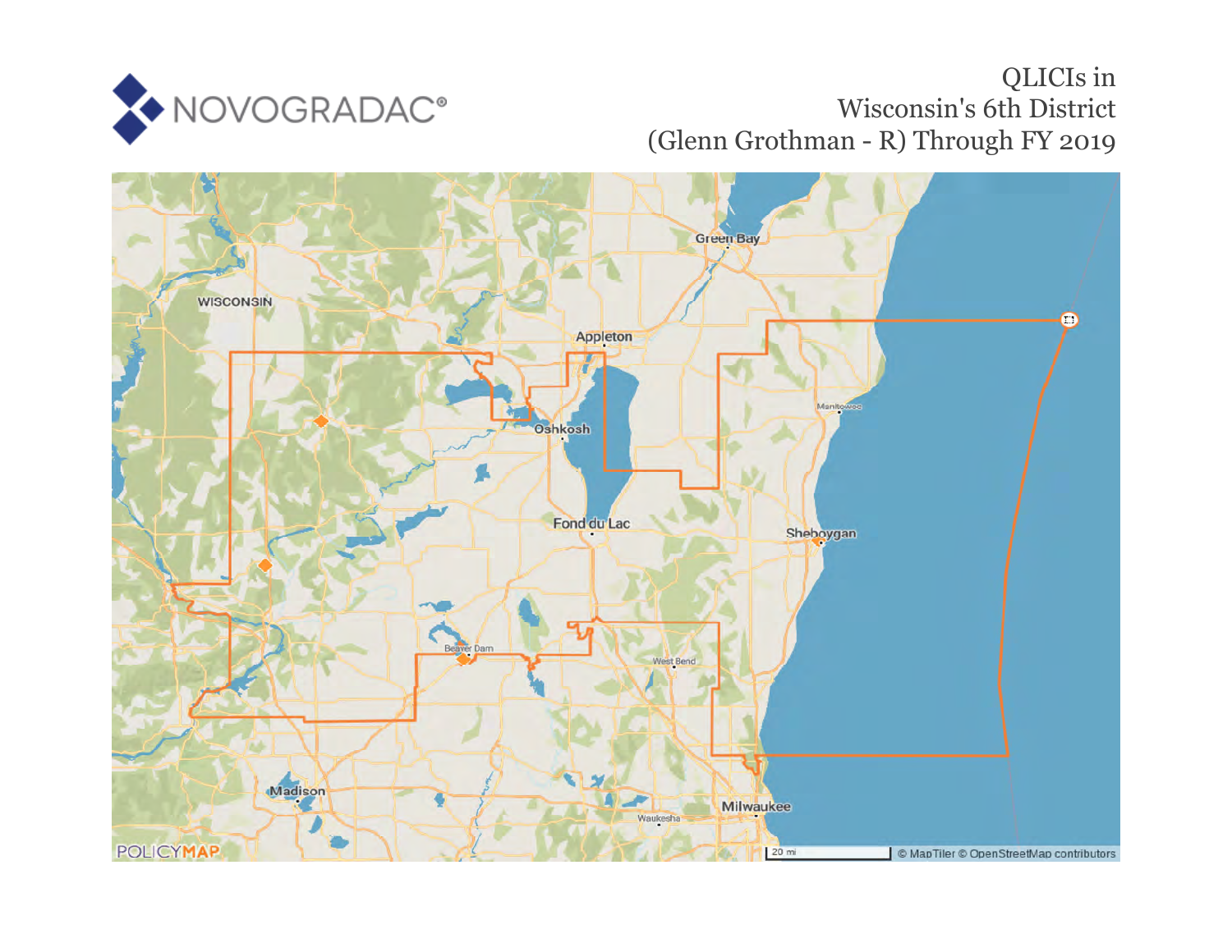# QLICIs in Wisconsin's 6th District (Glenn Grothman - R) Through FY 2019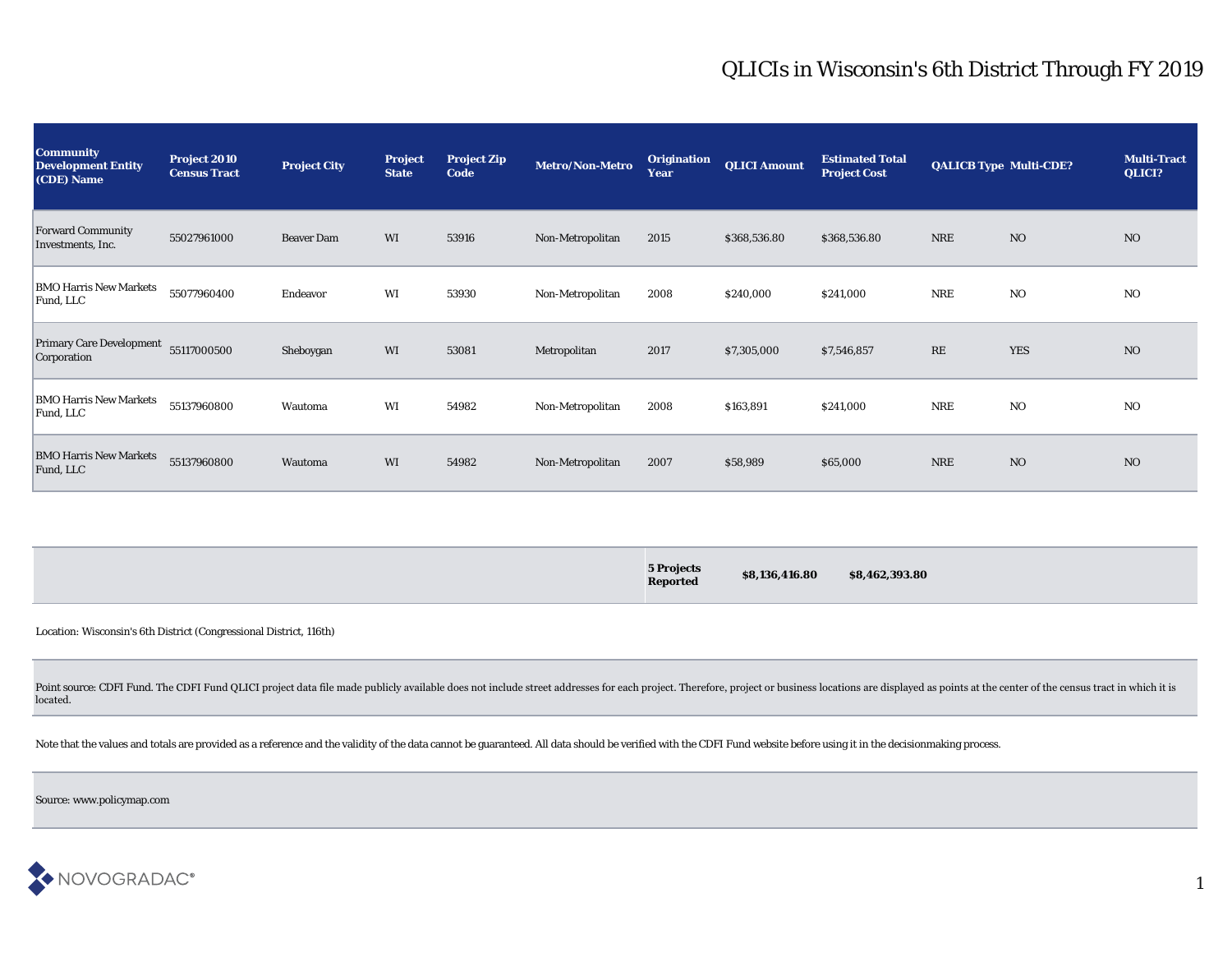# QLICIs in Wisconsin's 6th District Through FY 2019

| Community Development Entity (CDE) Name | Project 2010 Census Tract | Project City | Project State | Project Zip Code | Metro/Non-Metro | Origination Year | QLICI Amount | Estimated Total Project Cost | QALICB Type | Multi-CDE? | Multi-Tract QLICI? |
|---|---|---|---|---|---|---|---|---|---|---|---|
| Forward Community Investments, Inc. | 55027961000 | Beaver Dam | WI | 53916 | Non-Metropolitan | 2015 | $368,536.80 | $368,536.80 | NRE | NO | NO |
| BMO Harris New Markets Fund, LLC | 55077960400 | Endeavor | WI | 53930 | Non-Metropolitan | 2008 | $240,000 | $241,000 | NRE | NO | NO |
| Primary Care Development Corporation | 55117000500 | Sheboygan | WI | 53081 | Metropolitan | 2017 | $7,305,000 | $7,546,857 | RE | YES | NO |
| BMO Harris New Markets Fund, LLC | 55137960800 | Wautoma | WI | 54982 | Non-Metropolitan | 2008 | $163,891 | $241,000 | NRE | NO | NO |
| BMO Harris New Markets Fund, LLC | 55137960800 | Wautoma | WI | 54982 | Non-Metropolitan | 2007 | $58,989 | $65,000 | NRE | NO | NO |
| | | | | | | **5 Projects Reported** | **$8,136,416.80** | **$8,462,393.80** | | | |

Location: Wisconsin's 6th District (Congressional District, 116th)

Point source: CDFI Fund. The CDFI Fund QLICI project data file made publicly available does not include street addresses for each project. Therefore, project or business locations are displayed as points at the center of the census tract in which it is located.

Note that the values and totals are provided as a reference and the validity of the data cannot be guaranteed. All data should be verified with the CDFI Fund website before using it in the decisionmaking process.

Source: www.policymap.com

NOVOGRADAC®